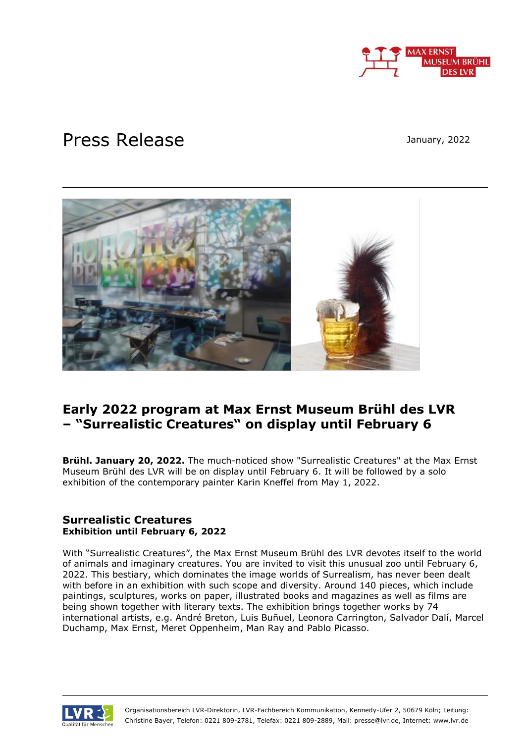# Press Release

January, 2022

## Early 2022 program at Max Ernst Museum Brühl des LVR – "Surrealistic Creatures" on display until February 6

**Brühl. January 20, 2022.** The much-noticed show "Surrealistic Creatures" at the Max Ernst Museum Brühl des LVR will be on display until February 6. It will be followed by a solo exhibition of the contemporary painter Karin Kneffel from May 1, 2022.

### Surrealistic Creatures
**Exhibition until February 6, 2022**

With "Surrealistic Creatures", the Max Ernst Museum Brühl des LVR devotes itself to the world of animals and imaginary creatures. You are invited to visit this unusual zoo until February 6, 2022. This bestiary, which dominates the image worlds of Surrealism, has never been dealt with before in an exhibition with such scope and diversity. Around 140 pieces, which include paintings, sculptures, works on paper, illustrated books and magazines as well as films are being shown together with literary texts. The exhibition brings together works by 74 international artists, e.g. André Breton, Luis Buñuel, Leonora Carrington, Salvador Dalí, Marcel Duchamp, Max Ernst, Meret Oppenheim, Man Ray and Pablo Picasso.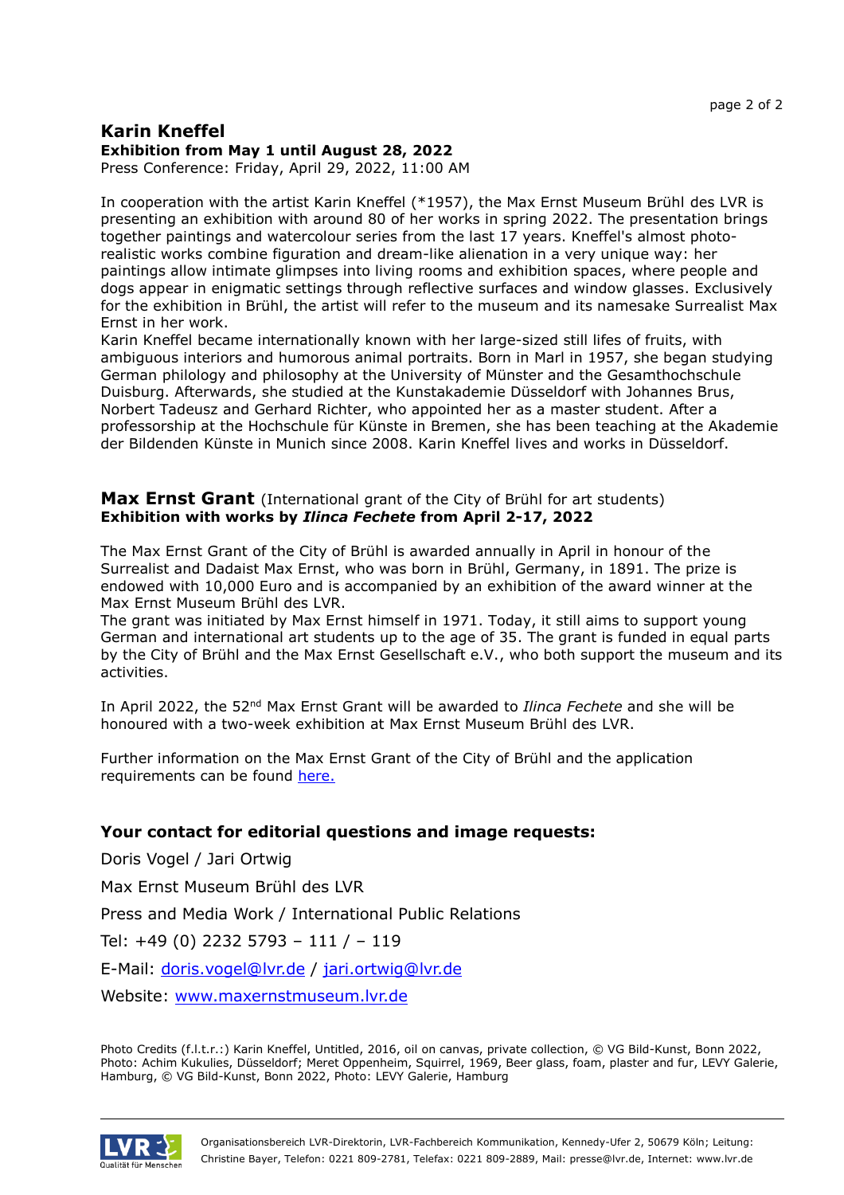## Karin Kneffel

**Exhibition from May 1 until August 28, 2022**
Press Conference: Friday, April 29, 2022, 11:00 AM

In cooperation with the artist Karin Kneffel (*1957), the Max Ernst Museum Brühl des LVR is presenting an exhibition with around 80 of her works in spring 2022. The presentation brings together paintings and watercolour series from the last 17 years. Kneffel's almost photo-realistic works combine figuration and dream-like alienation in a very unique way: her paintings allow intimate glimpses into living rooms and exhibition spaces, where people and dogs appear in enigmatic settings through reflective surfaces and window glasses. Exclusively for the exhibition in Brühl, the artist will refer to the museum and its namesake Surrealist Max Ernst in her work.
Karin Kneffel became internationally known with her large-sized still lifes of fruits, with ambiguous interiors and humorous animal portraits. Born in Marl in 1957, she began studying German philology and philosophy at the University of Münster and the Gesamthochschule Duisburg. Afterwards, she studied at the Kunstakademie Düsseldorf with Johannes Brus, Norbert Tadeusz and Gerhard Richter, who appointed her as a master student. After a professorship at the Hochschule für Künste in Bremen, she has been teaching at the Akademie der Bildenden Künste in Munich since 2008. Karin Kneffel lives and works in Düsseldorf.

## Max Ernst Grant (International grant of the City of Brühl for art students)

**Exhibition with works by *Ilinca Fechete* from April 2-17, 2022**

The Max Ernst Grant of the City of Brühl is awarded annually in April in honour of the Surrealist and Dadaist Max Ernst, who was born in Brühl, Germany, in 1891. The prize is endowed with 10,000 Euro and is accompanied by an exhibition of the award winner at the Max Ernst Museum Brühl des LVR.
The grant was initiated by Max Ernst himself in 1971. Today, it still aims to support young German and international art students up to the age of 35. The grant is funded in equal parts by the City of Brühl and the Max Ernst Gesellschaft e.V., who both support the museum and its activities.

In April 2022, the 52nd Max Ernst Grant will be awarded to *Ilinca Fechete* and she will be honoured with a two-week exhibition at Max Ernst Museum Brühl des LVR.

Further information on the Max Ernst Grant of the City of Brühl and the application requirements can be found here.

### Your contact for editorial questions and image requests:

Doris Vogel / Jari Ortwig

Max Ernst Museum Brühl des LVR

Press and Media Work / International Public Relations

Tel: +49 (0) 2232 5793 – 111 / – 119

E-Mail: doris.vogel@lvr.de / jari.ortwig@lvr.de

Website: www.maxernstmuseum.lvr.de

Photo Credits (f.l.t.r.:) Karin Kneffel, Untitled, 2016, oil on canvas, private collection, © VG Bild-Kunst, Bonn 2022, Photo: Achim Kukulies, Düsseldorf; Meret Oppenheim, Squirrel, 1969, Beer glass, foam, plaster and fur, LEVY Galerie, Hamburg, © VG Bild-Kunst, Bonn 2022, Photo: LEVY Galerie, Hamburg

Organisationsbereich LVR-Direktorin, LVR-Fachbereich Kommunikation, Kennedy-Ufer 2, 50679 Köln; Leitung: Christine Bayer, Telefon: 0221 809-2781, Telefax: 0221 809-2889, Mail: presse@lvr.de, Internet: www.lvr.de